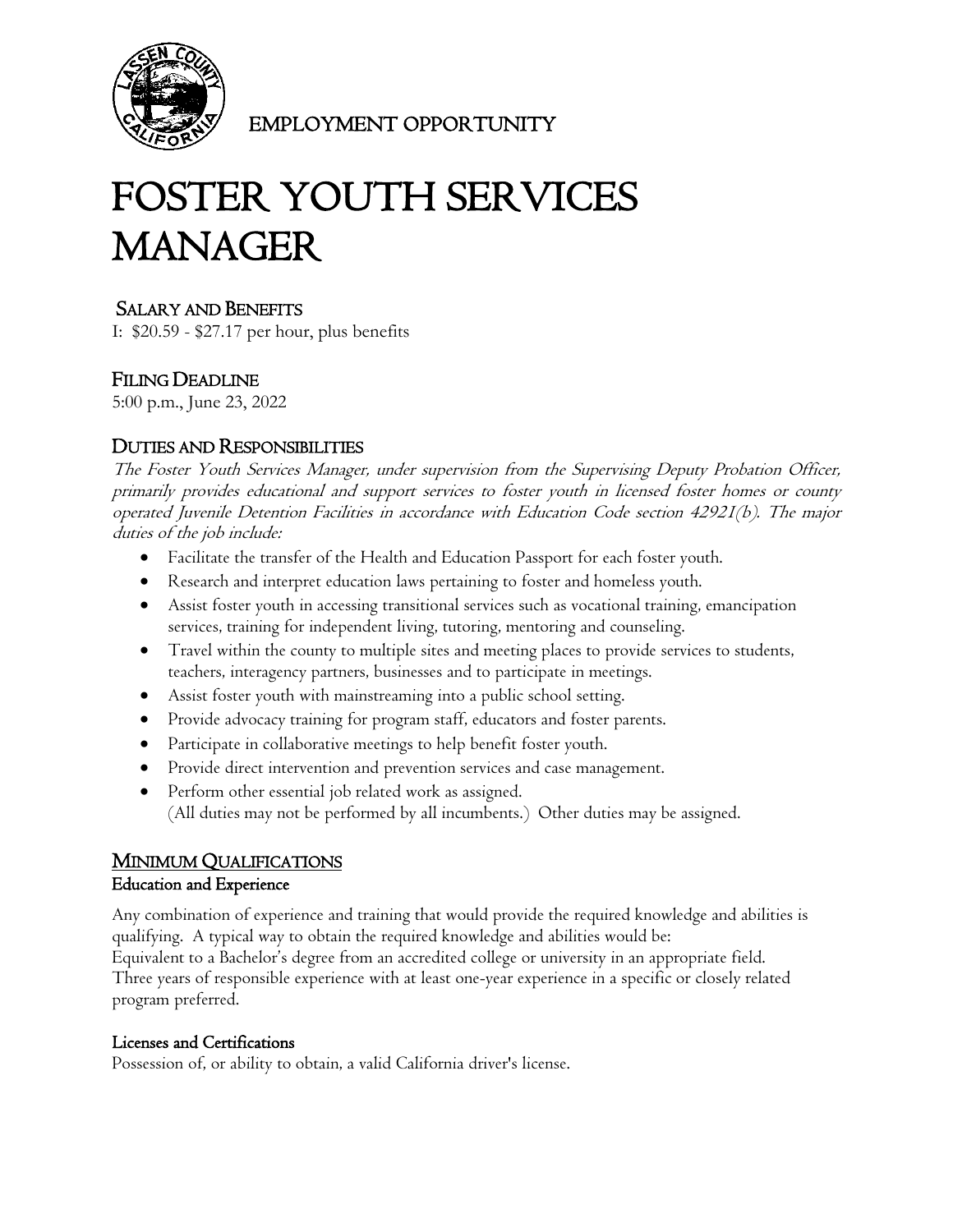EMPLOYMENT OPPORTUNITY

# FOSTER YOUTH SERVICES MANAGER

## SALARY AND BENEFITS

I: $20.59 - $27.17 per hour, plus benefits

## FILING DEADLINE

5:00 p.m., June 23, 2022

## DUTIES AND RESPONSIBILITIES

*The Foster Youth Services Manager, under supervision from the Supervising Deputy Probation Officer, primarily provides educational and support services to foster youth in licensed foster homes or county operated Juvenile Detention Facilities in accordance with Education Code section 42921(b). The major duties of the job include:*

- Facilitate the transfer of the Health and Education Passport for each foster youth.
- Research and interpret education laws pertaining to foster and homeless youth.
- Assist foster youth in accessing transitional services such as vocational training, emancipation services, training for independent living, tutoring, mentoring and counseling.
- Travel within the county to multiple sites and meeting places to provide services to students, teachers, interagency partners, businesses and to participate in meetings.
- Assist foster youth with mainstreaming into a public school setting.
- Provide advocacy training for program staff, educators and foster parents.
- Participate in collaborative meetings to help benefit foster youth.
- Provide direct intervention and prevention services and case management.
- Perform other essential job related work as assigned.
  (All duties may not be performed by all incumbents.) Other duties may be assigned.

## MINIMUM QUALIFICATIONS

### Education and Experience

Any combination of experience and training that would provide the required knowledge and abilities is qualifying. A typical way to obtain the required knowledge and abilities would be:
Equivalent to a Bachelor's degree from an accredited college or university in an appropriate field.
Three years of responsible experience with at least one-year experience in a specific or closely related program preferred.

### Licenses and Certifications

Possession of, or ability to obtain, a valid California driver's license.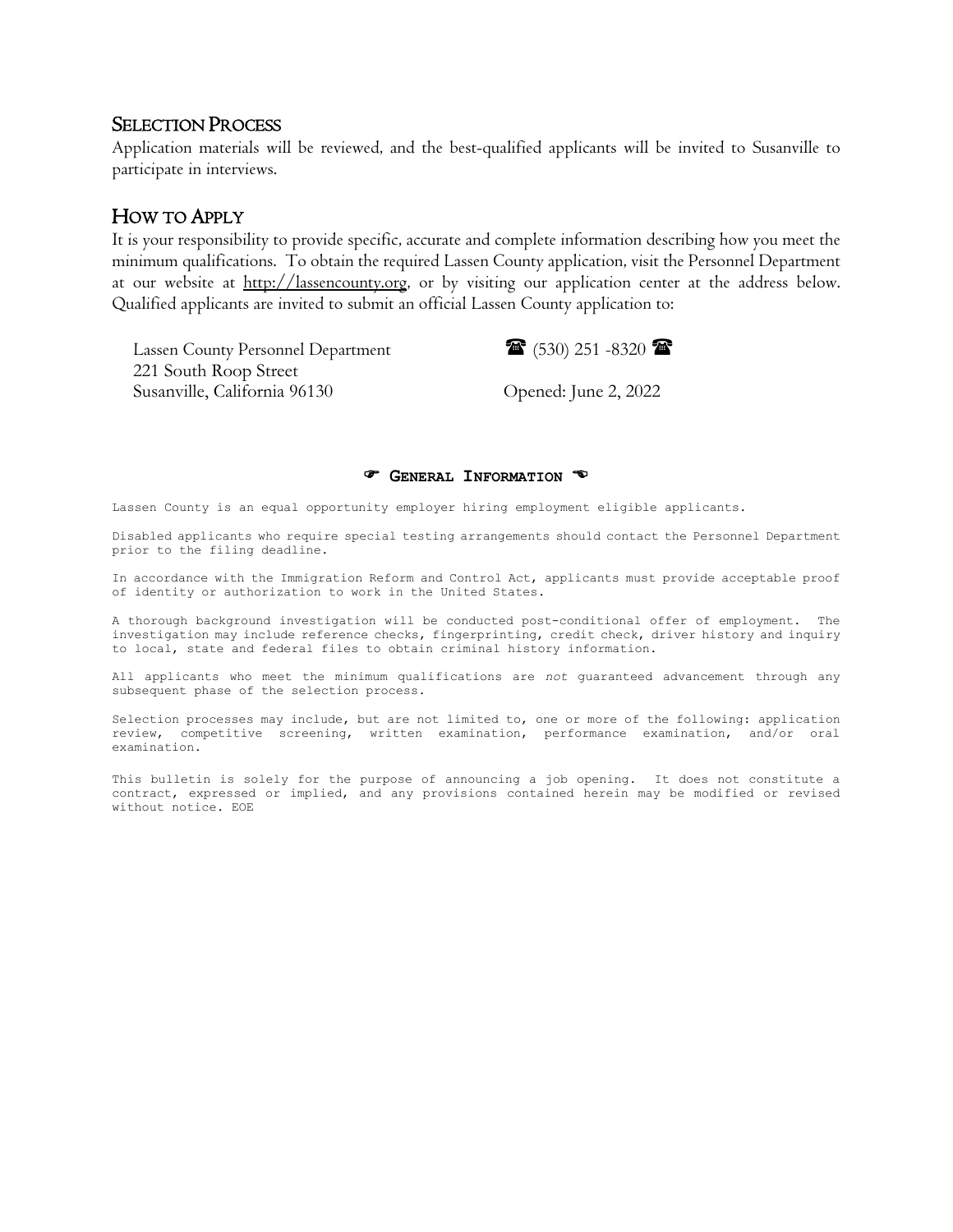## SELECTION PROCESS

Application materials will be reviewed, and the best-qualified applicants will be invited to Susanville to participate in interviews.

## HOW TO APPLY

It is your responsibility to provide specific, accurate and complete information describing how you meet the minimum qualifications. To obtain the required Lassen County application, visit the Personnel Department at our website at http://lassencounty.org, or by visiting our application center at the address below. Qualified applicants are invited to submit an official Lassen County application to:

Lassen County Personnel Department  
221 South Roop Street  
Susanville, California 96130

☎ (530) 251 -8320 ☎

Opened: June 2, 2022

### ☛ GENERAL INFORMATION ☚

Lassen County is an equal opportunity employer hiring employment eligible applicants.

Disabled applicants who require special testing arrangements should contact the Personnel Department prior to the filing deadline.

In accordance with the Immigration Reform and Control Act, applicants must provide acceptable proof of identity or authorization to work in the United States.

A thorough background investigation will be conducted post-conditional offer of employment. The investigation may include reference checks, fingerprinting, credit check, driver history and inquiry to local, state and federal files to obtain criminal history information.

All applicants who meet the minimum qualifications are *not* guaranteed advancement through any subsequent phase of the selection process.

Selection processes may include, but are not limited to, one or more of the following: application review, competitive screening, written examination, performance examination, and/or oral examination.

This bulletin is solely for the purpose of announcing a job opening. It does not constitute a contract, expressed or implied, and any provisions contained herein may be modified or revised without notice. EOE